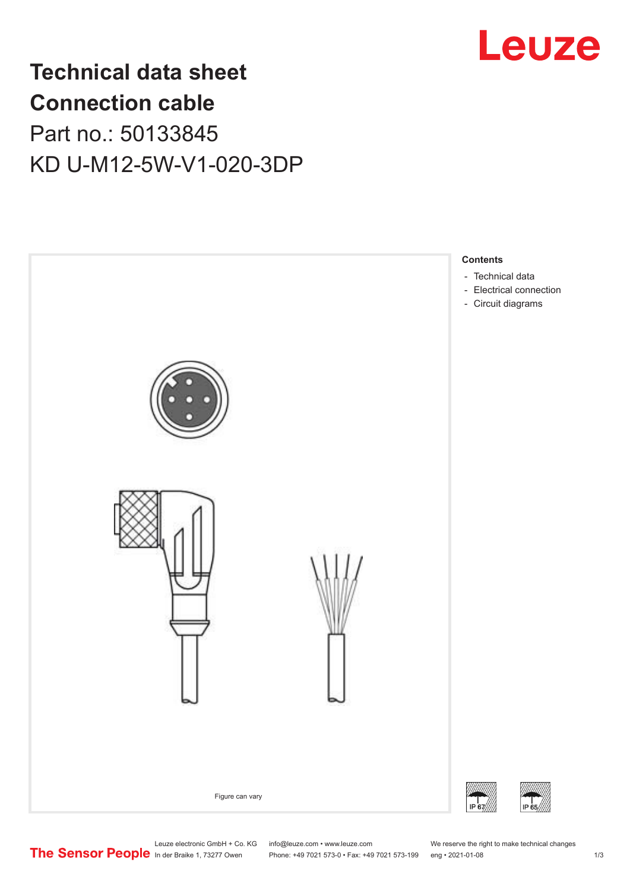# Technical data sheet
# Connection cable

Part no.: 50133845

KD U-M12-5W-V1-020-3DP

**Contents**

- Technical data
- Electrical connection
- Circuit diagrams

Figure can vary

IP 67

IP 65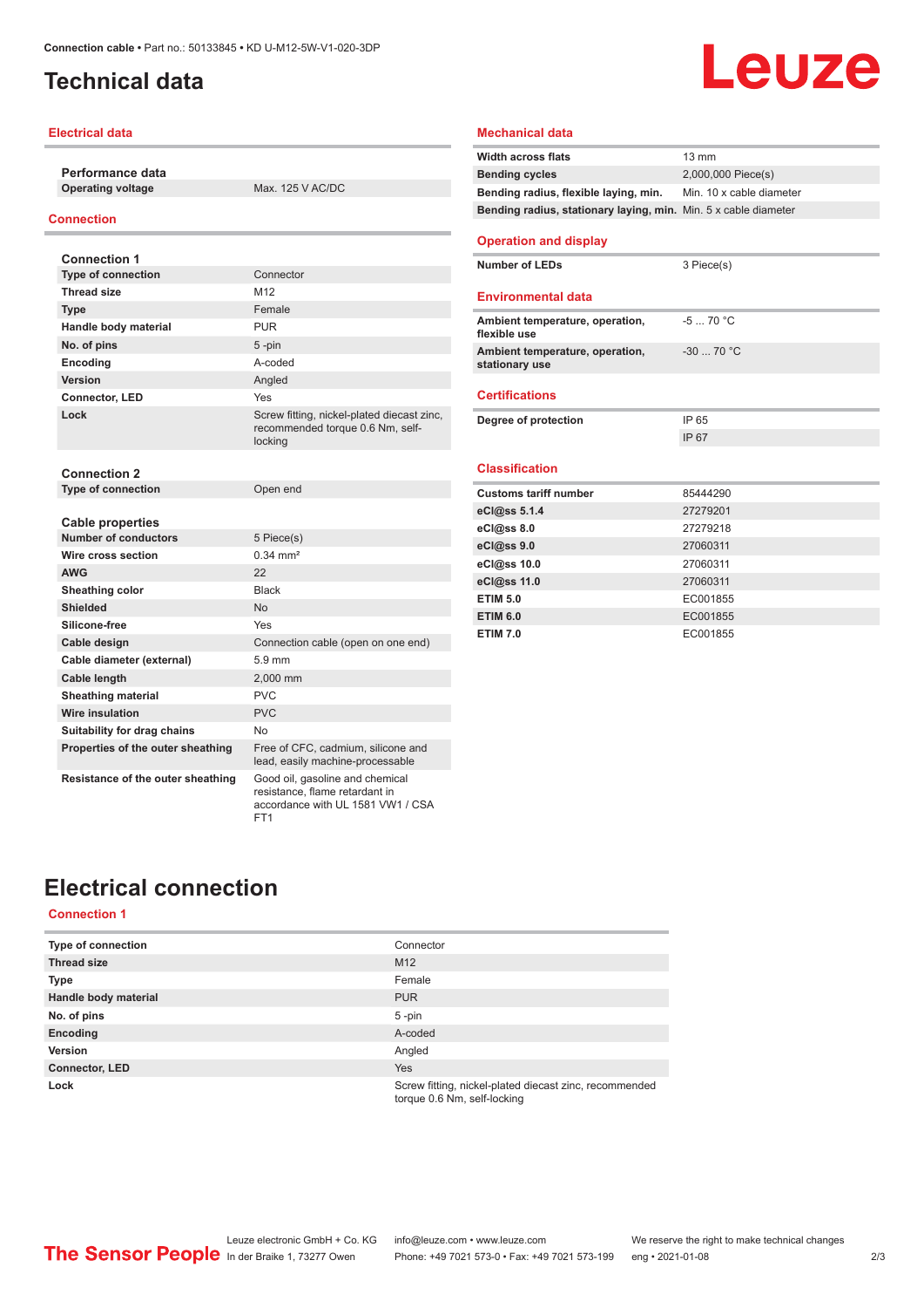# Technical data

## Electrical data

| Performance data | |
|---|---|
| Operating voltage | Max. 125 V AC/DC |

## Connection

| Connection 1 | |
|---|---|
| Type of connection | Connector |
| Thread size | M12 |
| Type | Female |
| Handle body material | PUR |
| No. of pins | 5 -pin |
| Encoding | A-coded |
| Version | Angled |
| Connector, LED | Yes |
| Lock | Screw fitting, nickel-plated diecast zinc, recommended torque 0.6 Nm, self-locking |

| Connection 2 | |
|---|---|
| Type of connection | Open end |

| Cable properties | |
|---|---|
| Number of conductors | 5 Piece(s) |
| Wire cross section | 0.34 mm² |
| AWG | 22 |
| Sheathing color | Black |
| Shielded | No |
| Silicone-free | Yes |
| Cable design | Connection cable (open on one end) |
| Cable diameter (external) | 5.9 mm |
| Cable length | 2,000 mm |
| Sheathing material | PVC |
| Wire insulation | PVC |
| Suitability for drag chains | No |
| Properties of the outer sheathing | Free of CFC, cadmium, silicone and lead, easily machine-processable |
| Resistance of the outer sheathing | Good oil, gasoline and chemical resistance, flame retardant in accordance with UL 1581 VW1 / CSA FT1 |

## Mechanical data

| | |
|---|---|
| Width across flats | 13 mm |
| Bending cycles | 2,000,000 Piece(s) |
| Bending radius, flexible laying, min. | Min. 10 x cable diameter |
| Bending radius, stationary laying, min. | Min. 5 x cable diameter |

## Operation and display

| | |
|---|---|
| Number of LEDs | 3 Piece(s) |

## Environmental data

| | |
|---|---|
| Ambient temperature, operation, flexible use | -5 ... 70 °C |
| Ambient temperature, operation, stationary use | -30 ... 70 °C |

## Certifications

| | |
|---|---|
| Degree of protection | IP 65 |
| | IP 67 |

## Classification

| | |
|---|---|
| Customs tariff number | 85444290 |
| eCl@ss 5.1.4 | 27279201 |
| eCl@ss 8.0 | 27279218 |
| eCl@ss 9.0 | 27060311 |
| eCl@ss 10.0 | 27060311 |
| eCl@ss 11.0 | 27060311 |
| ETIM 5.0 | EC001855 |
| ETIM 6.0 | EC001855 |
| ETIM 7.0 | EC001855 |

# Electrical connection

## Connection 1

| | |
|---|---|
| Type of connection | Connector |
| Thread size | M12 |
| Type | Female |
| Handle body material | PUR |
| No. of pins | 5 -pin |
| Encoding | A-coded |
| Version | Angled |
| Connector, LED | Yes |
| Lock | Screw fitting, nickel-plated diecast zinc, recommended torque 0.6 Nm, self-locking |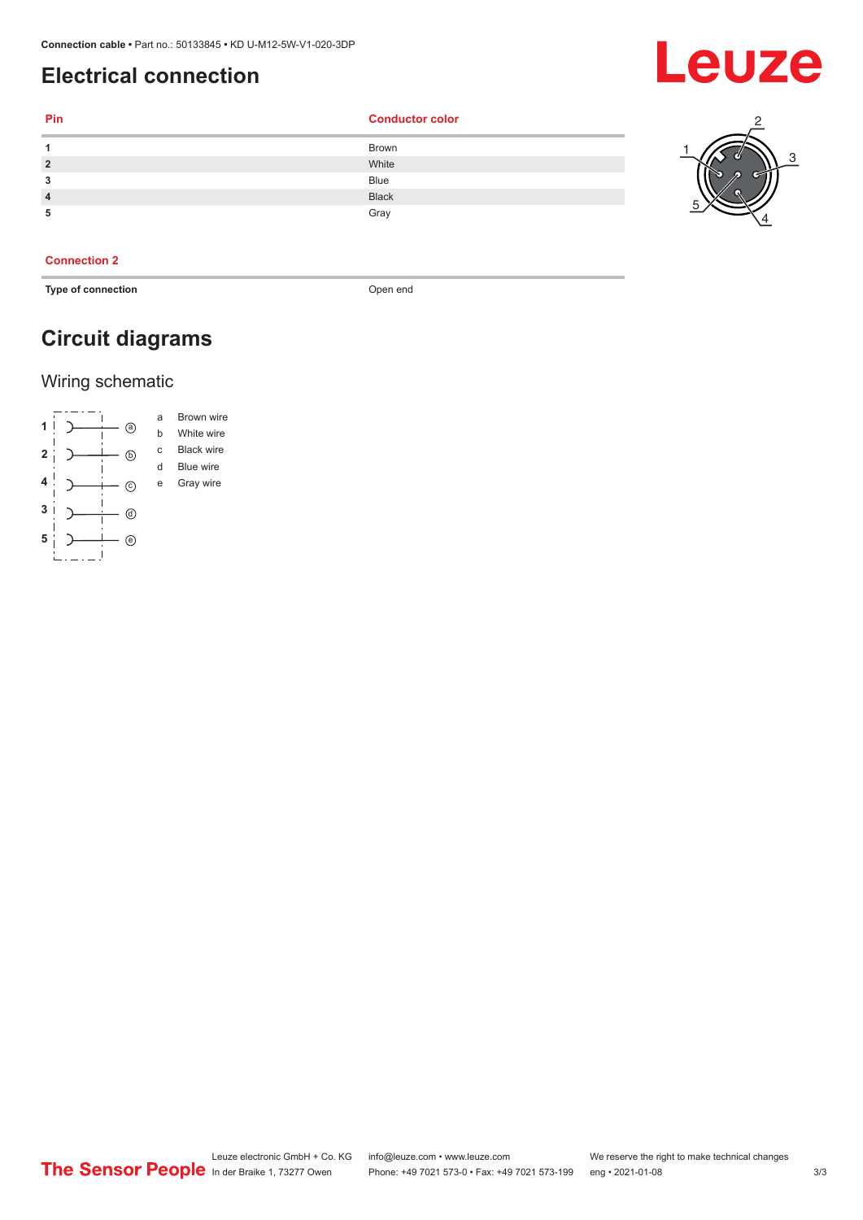## Electrical connection

| Pin | Conductor color |
|---|---|
| 1 | Brown |
| 2 | White |
| 3 | Blue |
| 4 | Black |
| 5 | Gray |

**Connection 2**

| | |
|---|---|
| Type of connection | Open end |

## Circuit diagrams

### Wiring schematic

1
2
4
3
5

a
b
c
d
e

| | |
|---|---|
| a | Brown wire |
| b | White wire |
| c | Black wire |
| d | Blue wire |
| e | Gray wire |